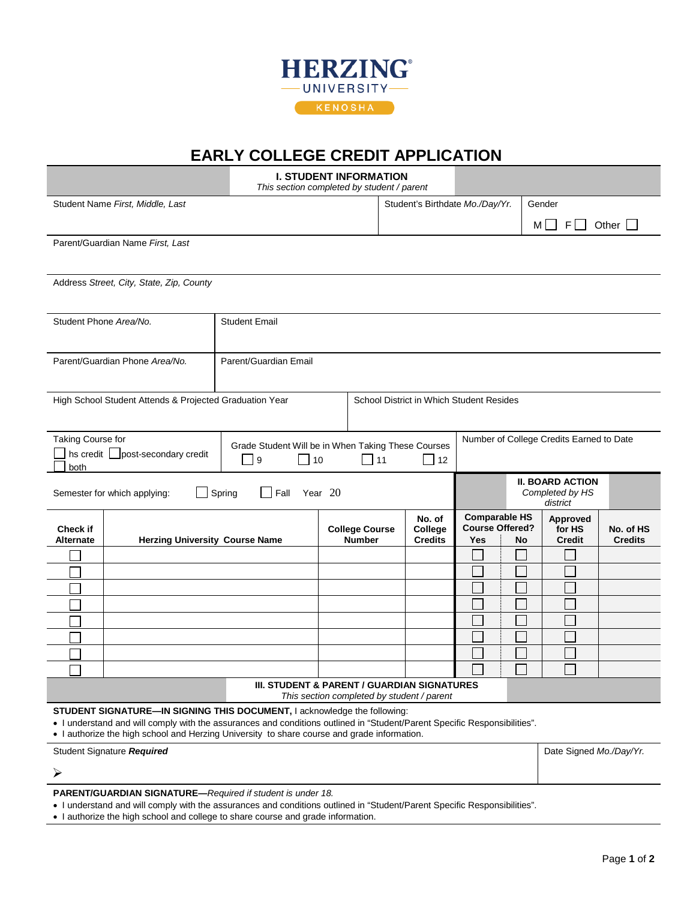HERZING
UNIVERSITY
KENOSHA

# EARLY COLLEGE CREDIT APPLICATION

## I. STUDENT INFORMATION

*This section completed by student / parent*

| Student Name *First, Middle, Last* | Student's Birthdate *Mo./Day/Yr.* | Gender<br>M ☐ F ☐ Other ☐ |
|---|---|---|

Parent/Guardian Name *First, Last*

Address *Street, City, State, Zip, County*

| Student Phone *Area/No.* | Student Email |
|---|---|
| **Parent/Guardian Phone** *Area/No.* | **Parent/Guardian Email** |

| High School Student Attends & Projected Graduation Year | School District in Which Student Resides |
|---|---|

| Taking Course for<br>☐ hs credit ☐ post-secondary credit<br>☐ both | Grade Student Will be in When Taking These Courses<br>☐ 9 ☐ 10 ☐ 11 ☐ 12 | Number of College Credits Earned to Date |
|---|---|---|

Semester for which applying: ☐ Spring ☐ Fall Year 20

**II. BOARD ACTION** *Completed by HS district*

| Check if Alternate | Herzing University Course Name | College Course Number | No. of College Credits | Comparable HS Course Offered? Yes | No | Approved for HS Credit | No. of HS Credits |
|---|---|---|---|---|---|---|---|
| ☐ | | | | ☐ | ☐ | ☐ | |
| ☐ | | | | ☐ | ☐ | ☐ | |
| ☐ | | | | ☐ | ☐ | ☐ | |
| ☐ | | | | ☐ | ☐ | ☐ | |
| ☐ | | | | ☐ | ☐ | ☐ | |
| ☐ | | | | ☐ | ☐ | ☐ | |
| ☐ | | | | ☐ | ☐ | ☐ | |
| ☐ | | | | ☐ | ☐ | ☐ | |

## III. STUDENT & PARENT / GUARDIAN SIGNATURES

*This section completed by student / parent*

**STUDENT SIGNATURE—IN SIGNING THIS DOCUMENT,** I acknowledge the following:

- I understand and will comply with the assurances and conditions outlined in "Student/Parent Specific Responsibilities".
- I authorize the high school and Herzing University to share course and grade information.

| Student Signature ***Required*** | Date Signed *Mo./Day/Yr.* |
|---|---|
| ➢ | |

**PARENT/GUARDIAN SIGNATURE—***Required if student is under 18.*

- I understand and will comply with the assurances and conditions outlined in "Student/Parent Specific Responsibilities".
- I authorize the high school and college to share course and grade information.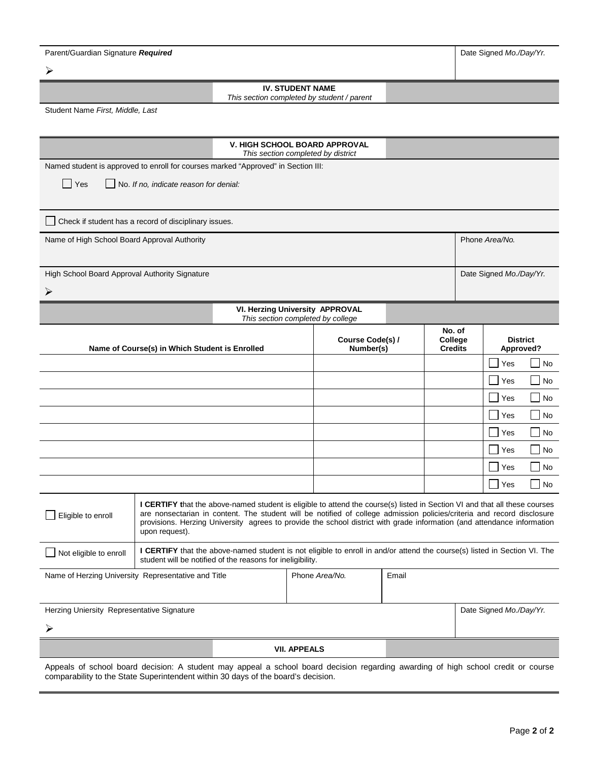| Parent/Guardian Signature ***Required*** | Date Signed *Mo./Day/Yr.* |
|---|---|
| ➢ | |

## IV. STUDENT NAME

*This section completed by student / parent*

Student Name *First, Middle, Last*

## V. HIGH SCHOOL BOARD APPROVAL

*This section completed by district*

Named student is approved to enroll for courses marked "Approved" in Section III:

☐ Yes ☐ No. *If no, indicate reason for denial:*

☐ Check if student has a record of disciplinary issues.

| Name of High School Board Approval Authority | Phone *Area/No.* |
|---|---|
| | |

| High School Board Approval Authority Signature | Date Signed *Mo./Day/Yr.* |
|---|---|
| ➢ | |

## VI. Herzing University APPROVAL

*This section completed by college*

| Name of Course(s) in Which Student is Enrolled | Course Code(s) / Number(s) | No. of College Credits | District Approved? |
|---|---|---|---|
| | | | ☐ Yes ☐ No |
| | | | ☐ Yes ☐ No |
| | | | ☐ Yes ☐ No |
| | | | ☐ Yes ☐ No |
| | | | ☐ Yes ☐ No |
| | | | ☐ Yes ☐ No |
| | | | ☐ Yes ☐ No |
| | | | ☐ Yes ☐ No |

| | |
|---|---|
| ☐ Eligible to enroll | **I CERTIFY t**hat the above-named student is eligible to attend the course(s) listed in Section VI and that all these courses are nonsectarian in content. The student will be notified of college admission policies/criteria and record disclosure provisions. Herzing University agrees to provide the school district with grade information (and attendance information upon request). |
| ☐ Not eligible to enroll | **I CERTIFY** that the above-named student is not eligible to enroll in and/or attend the course(s) listed in Section VI. The student will be notified of the reasons for ineligibility. |

| Name of Herzing University Representative and Title | Phone *Area/No.* | Email |
|---|---|---|
| | | |

| Herzing Uniersity Representative Signature | Date Signed *Mo./Day/Yr.* |
|---|---|
| ➢ | |

## VII. APPEALS

Appeals of school board decision: A student may appeal a school board decision regarding awarding of high school credit or course comparability to the State Superintendent within 30 days of the board's decision.